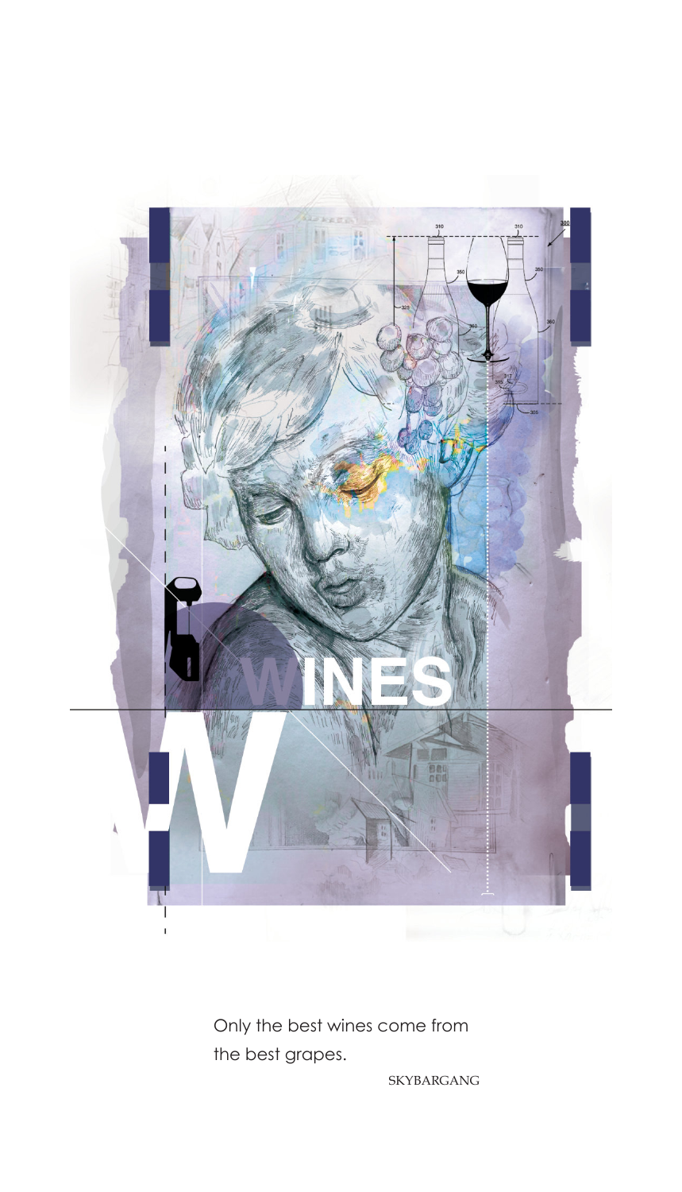WINES

Only the best wines come from the best grapes.

SKYBARGANG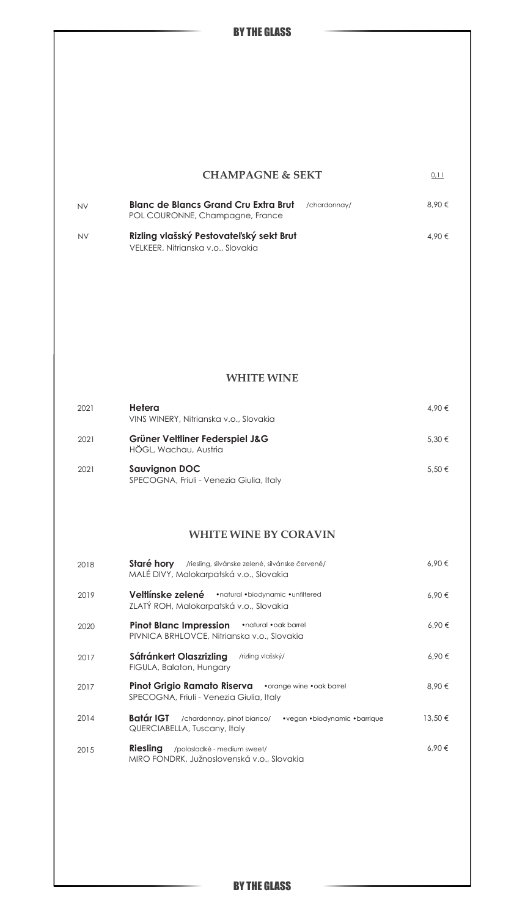## CHAMPAGNE & SEKT

| | | 0,1 l |
|---|---|---|
| NV | **Blanc de Blancs Grand Cru Extra Brut** /chardonnay/ <br> POL COURONNE, Champagne, France | 8,90 € |
| NV | **Rizling vlašský Pestovateľský sekt Brut** <br> VELKEER, Nitrianska v.o., Slovakia | 4,90 € |

## WHITE WINE

| | | |
|---|---|---|
| 2021 | **Hetera** <br> VINS WINERY, Nitrianska v.o., Slovakia | 4,90 € |
| 2021 | **Grüner Veltliner Federspiel J&G** <br> HÖGL, Wachau, Austria | 5,30 € |
| 2021 | **Sauvignon DOC** <br> SPECOGNA, Friuli - Venezia Giulia, Italy | 5,50 € |

## WHITE WINE BY CORAVIN

| | | |
|---|---|---|
| 2018 | **Staré hory** /riesling, silvánske zelené, silvánske červené/ <br> MALÉ DIVY, Malokarpatská v.o., Slovakia | 6,90 € |
| 2019 | **Veltlínske zelené** •natural •biodynamic •unfiltered <br> ZLATÝ ROH, Malokarpatská v.o., Slovakia | 6,90 € |
| 2020 | **Pinot Blanc Impression** •natural •oak barrel <br> PIVNICA BRHLOVCE, Nitrianska v.o., Slovakia | 6,90 € |
| 2017 | **Sáfránkert Olaszrizling** /rizling vlašský/ <br> FIGULA, Balaton, Hungary | 6,90 € |
| 2017 | **Pinot Grigio Ramato Riserva** •orange wine •oak barrel <br> SPECOGNA, Friuli - Venezia Giulia, Italy | 8,90 € |
| 2014 | **Batár IGT** /chardonnay, pinot bianco/ •vegan •biodynamic •barrique <br> QUERCIABELLA, Tuscany, Italy | 13,50 € |
| 2015 | **Riesling** /polosladké - medium sweet/ <br> MIRO FONDRK, Južnoslovenská v.o., Slovakia | 6,90 € |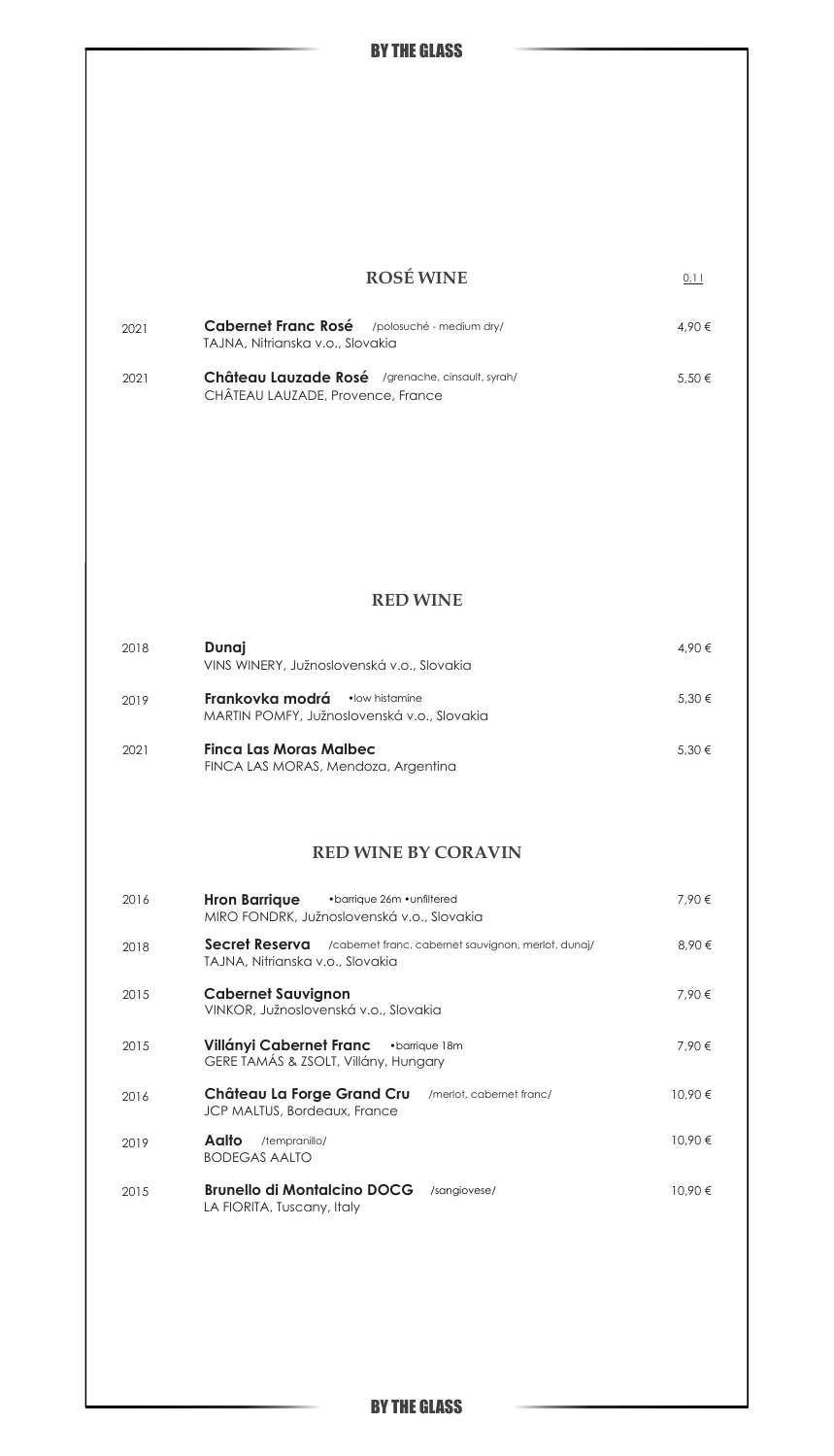## ROSÉ WINE

| Year | Wine | 0,1 l |
|---|---|---|
| 2021 | **Cabernet Franc Rosé** /polosuché - medium dry/<br>TAJNA, Nitrianska v.o., Slovakia | 4,90 € |
| 2021 | **Château Lauzade Rosé** /grenache, cinsault, syrah/<br>CHÂTEAU LAUZADE, Provence, France | 5,50 € |

## RED WINE

| Year | Wine | Price |
|---|---|---|
| 2018 | **Dunaj**<br>VINS WINERY, Južnoslovenská v.o., Slovakia | 4,90 € |
| 2019 | **Frankovka modrá** •low histamine<br>MARTIN POMFY, Južnoslovenská v.o., Slovakia | 5,30 € |
| 2021 | **Finca Las Moras Malbec**<br>FINCA LAS MORAS, Mendoza, Argentina | 5,30 € |

## RED WINE BY CORAVIN

| Year | Wine | Price |
|---|---|---|
| 2016 | **Hron Barrique** •barrique 26m •unfiltered<br>MIRO FONDRK, Južnoslovenská v.o., Slovakia | 7,90 € |
| 2018 | **Secret Reserva** /cabernet franc, cabernet sauvignon, merlot, dunaj/<br>TAJNA, Nitrianska v.o., Slovakia | 8,90 € |
| 2015 | **Cabernet Sauvignon**<br>VINKOR, Južnoslovenská v.o., Slovakia | 7,90 € |
| 2015 | **Villányi Cabernet Franc** •barrique 18m<br>GERE TAMÁS & ZSOLT, Villány, Hungary | 7,90 € |
| 2016 | **Château La Forge Grand Cru** /merlot, cabernet franc/<br>JCP MALTUS, Bordeaux, France | 10,90 € |
| 2019 | **Aalto** /tempranillo/<br>BODEGAS AALTO | 10,90 € |
| 2015 | **Brunello di Montalcino DOCG** /sangiovese/<br>LA FIORITA, Tuscany, Italy | 10,90 € |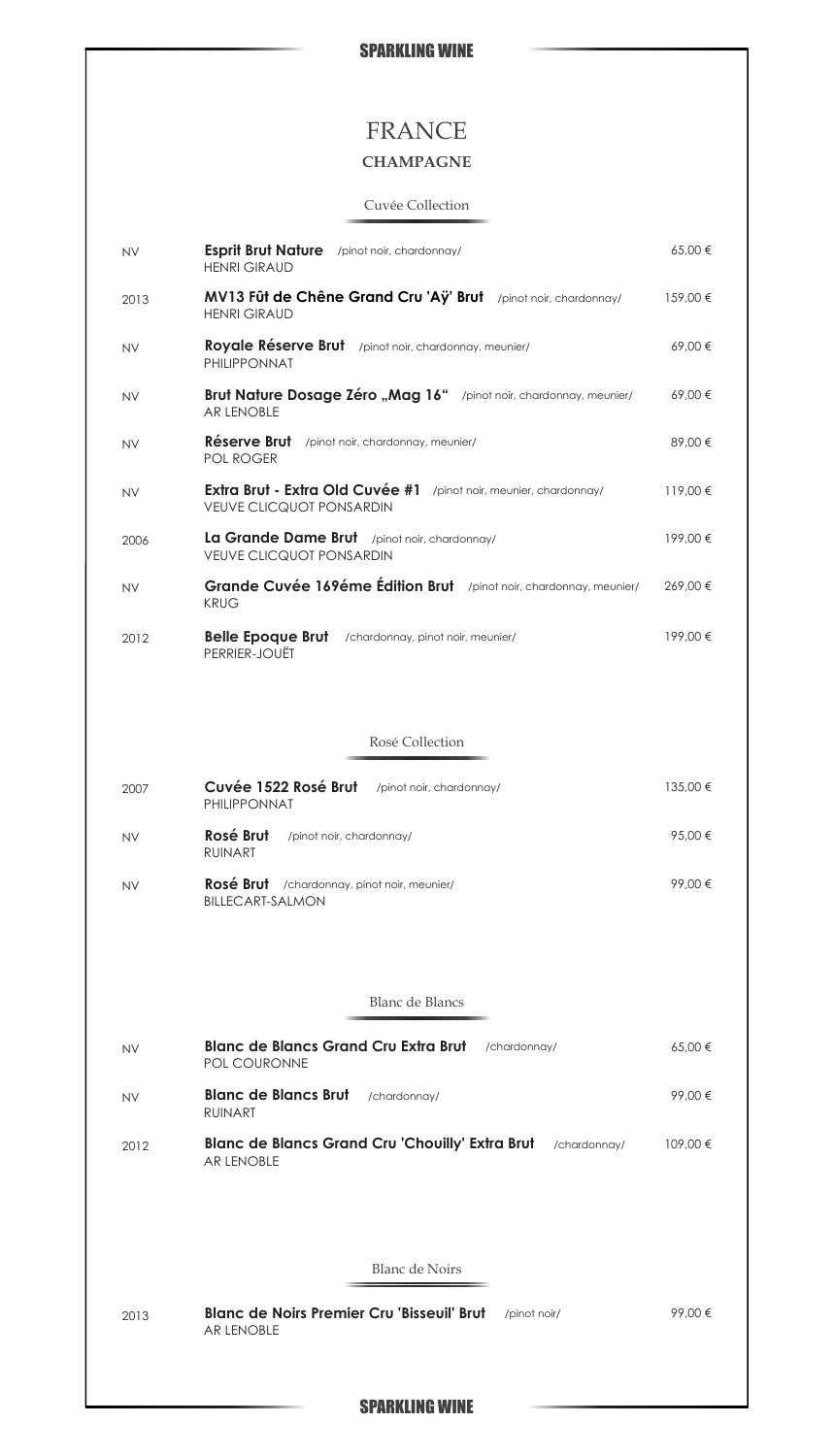# SPARKLING WINE

## FRANCE

### CHAMPAGNE

#### Cuvée Collection

| | | |
|---|---|---|
| NV | **Esprit Brut Nature** /pinot noir, chardonnay/<br>HENRI GIRAUD | 65,00 € |
| 2013 | **MV13 Fût de Chêne Grand Cru 'Aÿ' Brut** /pinot noir, chardonnay/<br>HENRI GIRAUD | 159,00 € |
| NV | **Royale Réserve Brut** /pinot noir, chardonnay, meunier/<br>PHILIPPONNAT | 69,00 € |
| NV | **Brut Nature Dosage Zéro „Mag 16"** /pinot noir, chardonnay, meunier/<br>AR LENOBLE | 69,00 € |
| NV | **Réserve Brut** /pinot noir, chardonnay, meunier/<br>POL ROGER | 89,00 € |
| NV | **Extra Brut - Extra Old Cuvée #1** /pinot noir, meunier, chardonnay/<br>VEUVE CLICQUOT PONSARDIN | 119,00 € |
| 2006 | **La Grande Dame Brut** /pinot noir, chardonnay/<br>VEUVE CLICQUOT PONSARDIN | 199,00 € |
| NV | **Grande Cuvée 169éme Édition Brut** /pinot noir, chardonnay, meunier/<br>KRUG | 269,00 € |
| 2012 | **Belle Epoque Brut** /chardonnay, pinot noir, meunier/<br>PERRIER-JOUËT | 199,00 € |

#### Rosé Collection

| | | |
|---|---|---|
| 2007 | **Cuvée 1522 Rosé Brut** /pinot noir, chardonnay/<br>PHILIPPONNAT | 135,00 € |
| NV | **Rosé Brut** /pinot noir, chardonnay/<br>RUINART | 95,00 € |
| NV | **Rosé Brut** /chardonnay, pinot noir, meunier/<br>BILLECART-SALMON | 99,00 € |

#### Blanc de Blancs

| | | |
|---|---|---|
| NV | **Blanc de Blancs Grand Cru Extra Brut** /chardonnay/<br>POL COURONNE | 65,00 € |
| NV | **Blanc de Blancs Brut** /chardonnay/<br>RUINART | 99,00 € |
| 2012 | **Blanc de Blancs Grand Cru 'Chouilly' Extra Brut** /chardonnay/<br>AR LENOBLE | 109,00 € |

#### Blanc de Noirs

| | | |
|---|---|---|
| 2013 | **Blanc de Noirs Premier Cru 'Bisseuil' Brut** /pinot noir/<br>AR LENOBLE | 99,00 € |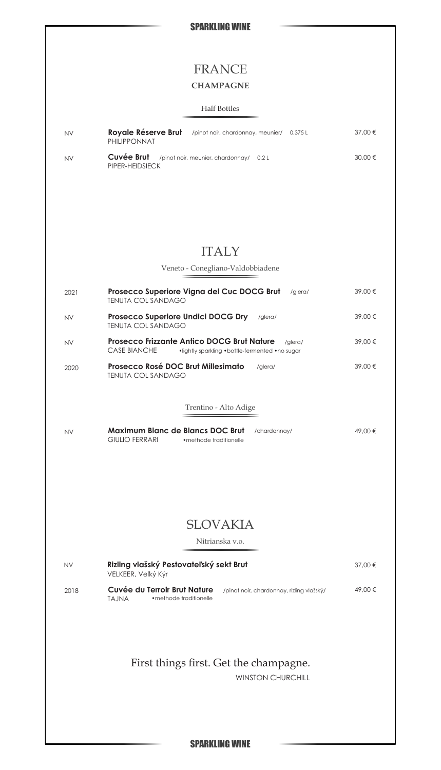# SPARKLING WINE

## FRANCE

### CHAMPAGNE

Half Bottles

| | | |
|---|---|---|
| NV | **Royale Réserve Brut** /pinot noir, chardonnay, meunier/ 0,375 L<br>PHILIPPONNAT | 37,00 € |
| NV | **Cuvée Brut** /pinot noir, meunier, chardonnay/ 0,2 L<br>PIPER-HEIDSIECK | 30,00 € |

## ITALY

Veneto - Conegliano-Valdobbiadene

| | | |
|---|---|---|
| 2021 | **Prosecco Superiore Vigna del Cuc DOCG Brut** /glera/<br>TENUTA COL SANDAGO | 39,00 € |
| NV | **Prosecco Superiore Undici DOCG Dry** /glera/<br>TENUTA COL SANDAGO | 39,00 € |
| NV | **Prosecco Frizzante Antico DOCG Brut Nature** /glera/<br>CASE BIANCHE •lightly sparkling •bottle-fermented •no sugar | 39,00 € |
| 2020 | **Prosecco Rosé DOC Brut Millesimato** /glera/<br>TENUTA COL SANDAGO | 39,00 € |

Trentino - Alto Adige

| | | |
|---|---|---|
| NV | **Maximum Blanc de Blancs DOC Brut** /chardonnay/<br>GIULIO FERRARI •methode traditionelle | 49,00 € |

## SLOVAKIA

Nitrianska v.o.

| | | |
|---|---|---|
| NV | **Rizling vlašský Pestovateľský sekt Brut**<br>VELKEER, Veľký Kýr | 37,00 € |
| 2018 | **Cuvée du Terroir Brut Nature** /pinot noir, chardonnay, rizling vlašský/<br>TAJNA •methode traditionelle | 49,00 € |

First things first. Get the champagne.

WINSTON CHURCHILL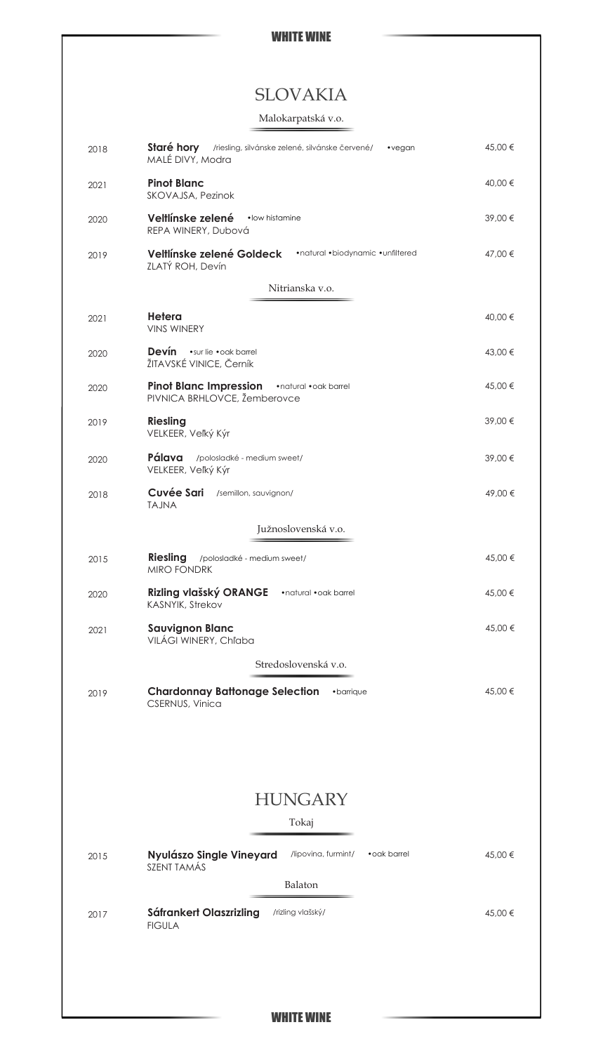# SLOVAKIA

## Malokarpatská v.o.

| Year | Wine | Price |
|---|---|---|
| 2018 | **Staré hory** /riesling, silvánske zelené, silvánske červené/ •vegan<br>MALÉ DIVY, Modra | 45,00 € |
| 2021 | **Pinot Blanc**<br>SKOVAJSA, Pezinok | 40,00 € |
| 2020 | **Veltlínske zelené** •low histamine<br>REPA WINERY, Dubová | 39,00 € |
| 2019 | **Veltlínske zelené Goldeck** •natural •biodynamic •unfiltered<br>ZLATÝ ROH, Devín | 47,00 € |

## Nitrianska v.o.

| Year | Wine | Price |
|---|---|---|
| 2021 | **Hetera**<br>VINS WINERY | 40,00 € |
| 2020 | **Devín** •sur lie •oak barrel<br>ŽITAVSKÉ VINICE, Černík | 43,00 € |
| 2020 | **Pinot Blanc Impression** •natural •oak barrel<br>PIVNICA BRHLOVCE, Žemberovce | 45,00 € |
| 2019 | **Riesling**<br>VELKEER, Veľký Kýr | 39,00 € |
| 2020 | **Pálava** /polosladké - medium sweet/<br>VELKEER, Veľký Kýr | 39,00 € |
| 2018 | **Cuvée Sari** /semillon, sauvignon/<br>TAJNA | 49,00 € |

## Južnoslovenská v.o.

| Year | Wine | Price |
|---|---|---|
| 2015 | **Riesling** /polosladké - medium sweet/<br>MIRO FONDRK | 45,00 € |
| 2020 | **Rizling vlašský ORANGE** •natural •oak barrel<br>KASNYIK, Strekov | 45,00 € |
| 2021 | **Sauvignon Blanc**<br>VILÁGI WINERY, Chľaba | 45,00 € |

## Stredoslovenská v.o.

| Year | Wine | Price |
|---|---|---|
| 2019 | **Chardonnay Battonage Selection** •barrique<br>CSERNUS, Vinica | 45,00 € |

# HUNGARY

## Tokaj

| Year | Wine | Price |
|---|---|---|
| 2015 | **Nyulászo Single Vineyard** /lipovina, furmint/ •oak barrel<br>SZENT TAMÁS | 45,00 € |

## Balaton

| Year | Wine | Price |
|---|---|---|
| 2017 | **Sáfrankert Olaszrizling** /rizling vlašský/<br>FIGULA | 45,00 € |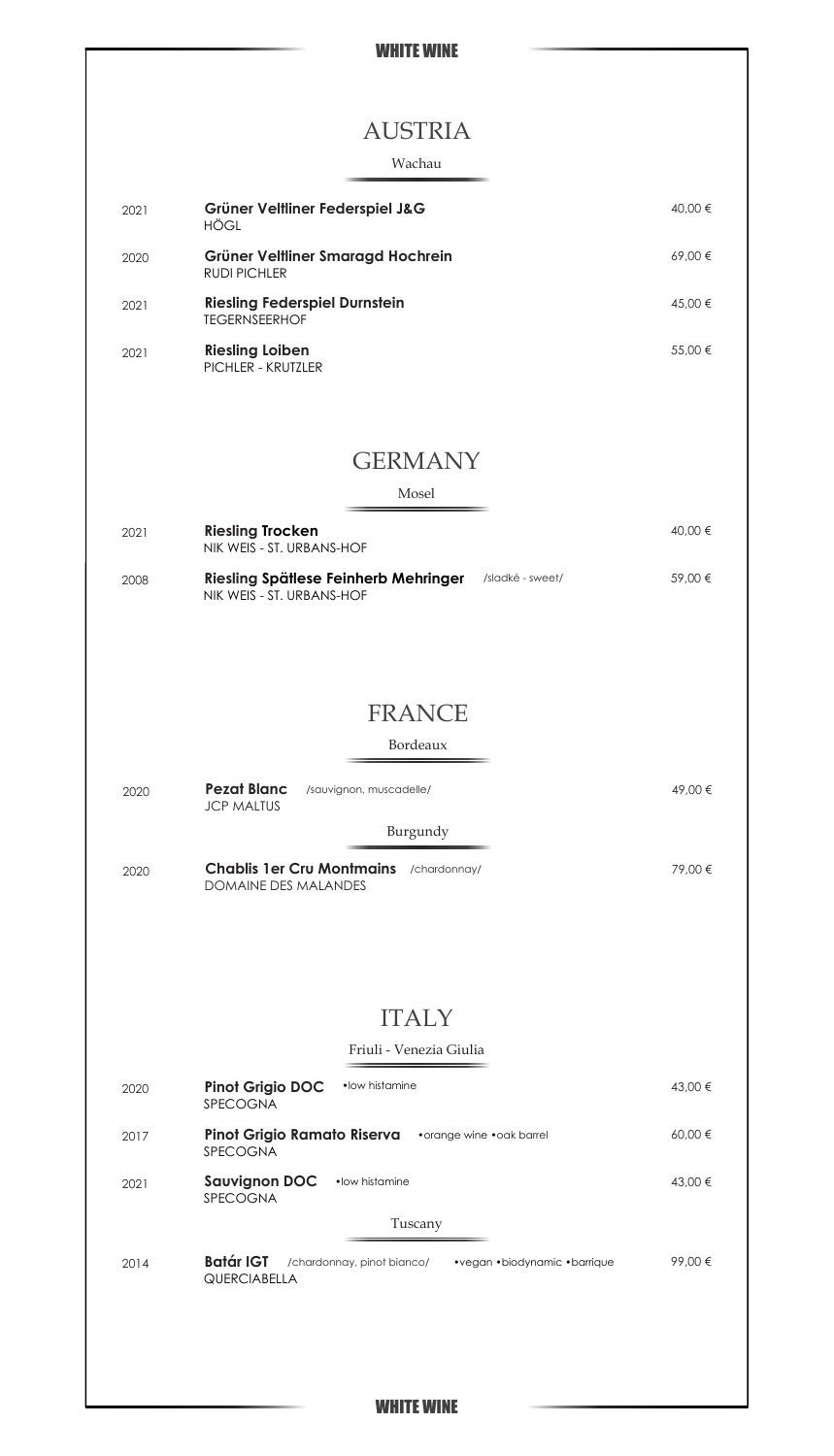# WHITE WINE

## AUSTRIA

### Wachau

| Year | Wine | Price |
|---|---|---|
| 2021 | **Grüner Veltliner Federspiel J&G**<br>HÖGL | 40,00 € |
| 2020 | **Grüner Veltliner Smaragd Hochrein**<br>RUDI PICHLER | 69,00 € |
| 2021 | **Riesling Federspiel Durnstein**<br>TEGERNSEERHOF | 45,00 € |
| 2021 | **Riesling Loiben**<br>PICHLER - KRUTZLER | 55,00 € |

## GERMANY

### Mosel

| Year | Wine | Price |
|---|---|---|
| 2021 | **Riesling Trocken**<br>NIK WEIS - ST. URBANS-HOF | 40,00 € |
| 2008 | **Riesling Spätlese Feinherb Mehringer** /sladké - sweet/<br>NIK WEIS - ST. URBANS-HOF | 59,00 € |

## FRANCE

### Bordeaux

| Year | Wine | Price |
|---|---|---|
| 2020 | **Pezat Blanc** /sauvignon, muscadelle/<br>JCP MALTUS | 49,00 € |

### Burgundy

| Year | Wine | Price |
|---|---|---|
| 2020 | **Chablis 1er Cru Montmains** /chardonnay/<br>DOMAINE DES MALANDES | 79,00 € |

## ITALY

### Friuli - Venezia Giulia

| Year | Wine | Price |
|---|---|---|
| 2020 | **Pinot Grigio DOC** •low histamine<br>SPECOGNA | 43,00 € |
| 2017 | **Pinot Grigio Ramato Riserva** •orange wine •oak barrel<br>SPECOGNA | 60,00 € |
| 2021 | **Sauvignon DOC** •low histamine<br>SPECOGNA | 43,00 € |

### Tuscany

| Year | Wine | Price |
|---|---|---|
| 2014 | **Batár IGT** /chardonnay, pinot bianco/ •vegan •biodynamic •barrique<br>QUERCIABELLA | 99,00 € |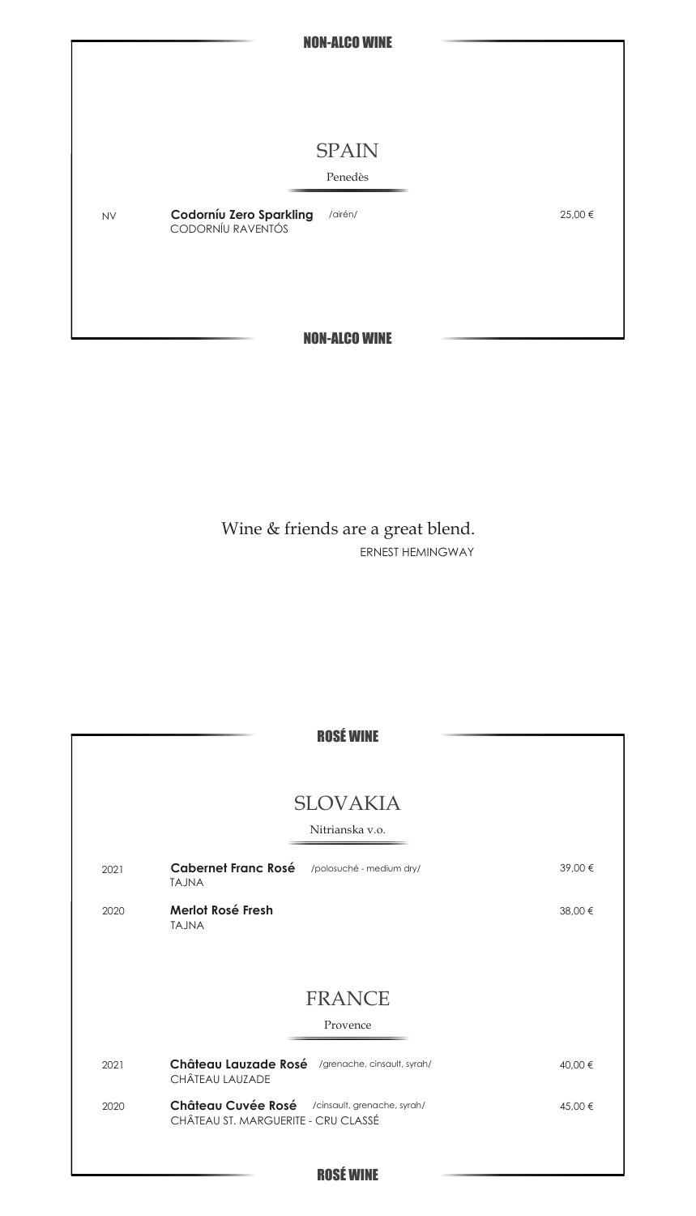## NON-ALCO WINE

### SPAIN

Penedès

| | | | |
|---|---|---|---|
| NV | **Codorníu Zero Sparkling** CODORNÍU RAVENTÓS | /airén/ | 25,00 € |

Wine & friends are a great blend.
ERNEST HEMINGWAY

## ROSÉ WINE

### SLOVAKIA

Nitrianska v.o.

| | | | |
|---|---|---|---|
| 2021 | **Cabernet Franc Rosé** TAJNA | /polosuché - medium dry/ | 39,00 € |
| 2020 | **Merlot Rosé Fresh** TAJNA | | 38,00 € |

### FRANCE

Provence

| | | | |
|---|---|---|---|
| 2021 | **Château Lauzade Rosé** CHÂTEAU LAUZADE | /grenache, cinsault, syrah/ | 40,00 € |
| 2020 | **Château Cuvée Rosé** CHÂTEAU ST. MARGUERITE - CRU CLASSÉ | /cinsault, grenache, syrah/ | 45,00 € |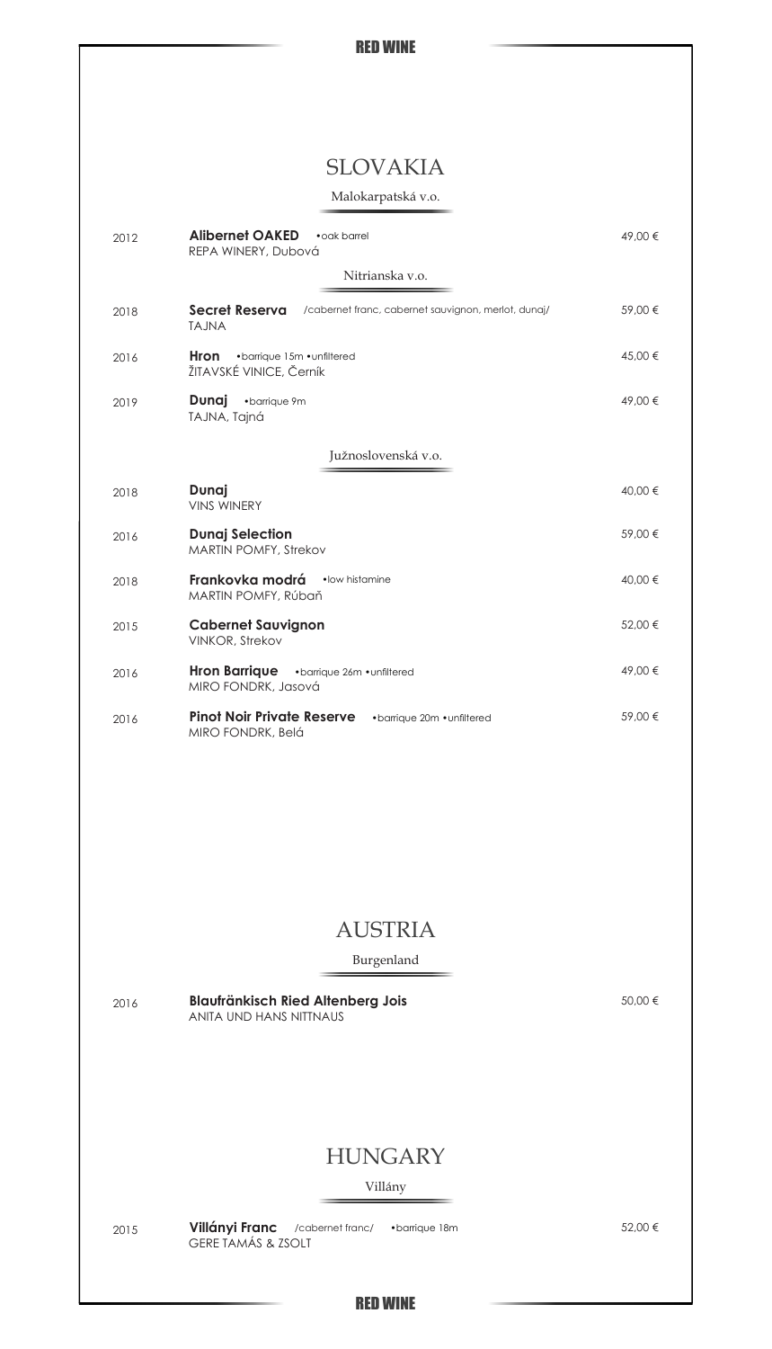# RED WINE

## SLOVAKIA

### Malokarpatská v.o.

| | | |
|---|---|---|
| 2012 | **Alibernet OAKED** •oak barrel<br>REPA WINERY, Dubová | 49,00 € |

### Nitrianska v.o.

| | | |
|---|---|---|
| 2018 | **Secret Reserva** /cabernet franc, cabernet sauvignon, merlot, dunaj/<br>TAJNA | 59,00 € |
| 2016 | **Hron** •barrique 15m •unfiltered<br>ŽITAVSKÉ VINICE, Černík | 45,00 € |
| 2019 | **Dunaj** •barrique 9m<br>TAJNA, Tajná | 49,00 € |

### Južnoslovenská v.o.

| | | |
|---|---|---|
| 2018 | **Dunaj**<br>VINS WINERY | 40,00 € |
| 2016 | **Dunaj Selection**<br>MARTIN POMFY, Strekov | 59,00 € |
| 2018 | **Frankovka modrá** •low histamine<br>MARTIN POMFY, Rúbaň | 40,00 € |
| 2015 | **Cabernet Sauvignon**<br>VINKOR, Strekov | 52,00 € |
| 2016 | **Hron Barrique** •barrique 26m •unfiltered<br>MIRO FONDRK, Jasová | 49,00 € |
| 2016 | **Pinot Noir Private Reserve** •barrique 20m •unfiltered<br>MIRO FONDRK, Belá | 59,00 € |

## AUSTRIA

### Burgenland

| | | |
|---|---|---|
| 2016 | **Blaufränkisch Ried Altenberg Jois**<br>ANITA UND HANS NITTNAUS | 50,00 € |

## HUNGARY

### Villány

| | | |
|---|---|---|
| 2015 | **Villányi Franc** /cabernet franc/ •barrique 18m<br>GERE TAMÁS & ZSOLT | 52,00 € |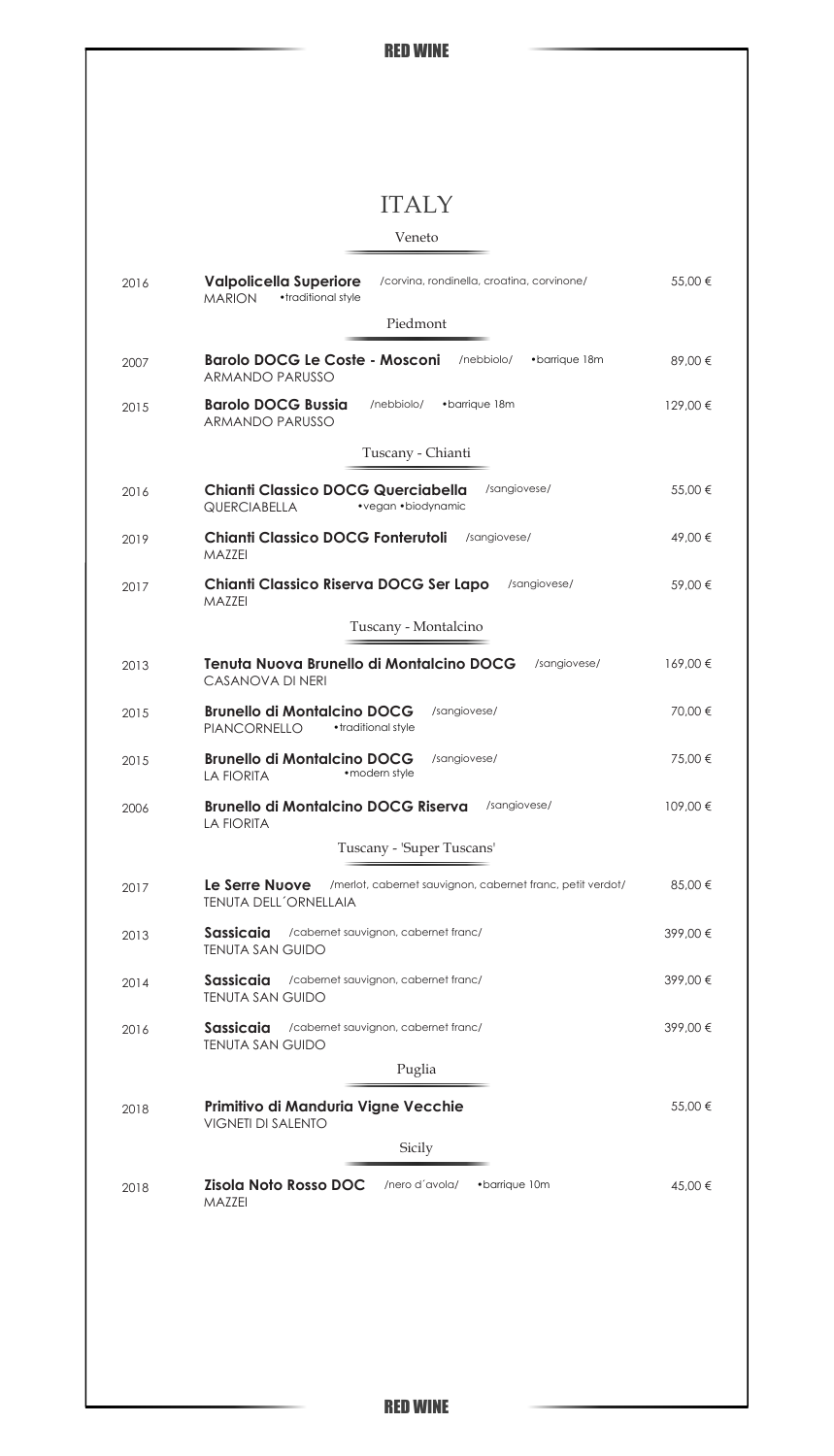# ITALY

## Veneto

| Year | Wine | Price |
|---|---|---|
| 2016 | **Valpolicella Superiore** /corvina, rondinella, croatina, corvinone/<br>MARION •traditional style | 55,00 € |

## Piedmont

| Year | Wine | Price |
|---|---|---|
| 2007 | **Barolo DOCG Le Coste - Mosconi** /nebbiolo/ •barrique 18m<br>ARMANDO PARUSSO | 89,00 € |
| 2015 | **Barolo DOCG Bussia** /nebbiolo/ •barrique 18m<br>ARMANDO PARUSSO | 129,00 € |

## Tuscany - Chianti

| Year | Wine | Price |
|---|---|---|
| 2016 | **Chianti Classico DOCG Querciabella** /sangiovese/<br>QUERCIABELLA •vegan •biodynamic | 55,00 € |
| 2019 | **Chianti Classico DOCG Fonterutoli** /sangiovese/<br>MAZZEI | 49,00 € |
| 2017 | **Chianti Classico Riserva DOCG Ser Lapo** /sangiovese/<br>MAZZEI | 59,00 € |

## Tuscany - Montalcino

| Year | Wine | Price |
|---|---|---|
| 2013 | **Tenuta Nuova Brunello di Montalcino DOCG** /sangiovese/<br>CASANOVA DI NERI | 169,00 € |
| 2015 | **Brunello di Montalcino DOCG** /sangiovese/<br>PIANCORNELLO •traditional style | 70,00 € |
| 2015 | **Brunello di Montalcino DOCG** /sangiovese/<br>LA FIORITA •modern style | 75,00 € |
| 2006 | **Brunello di Montalcino DOCG Riserva** /sangiovese/<br>LA FIORITA | 109,00 € |

## Tuscany - 'Super Tuscans'

| Year | Wine | Price |
|---|---|---|
| 2017 | **Le Serre Nuove** /merlot, cabernet sauvignon, cabernet franc, petit verdot/<br>TENUTA DELL´ORNELLAIA | 85,00 € |
| 2013 | **Sassicaia** /cabernet sauvignon, cabernet franc/<br>TENUTA SAN GUIDO | 399,00 € |
| 2014 | **Sassicaia** /cabernet sauvignon, cabernet franc/<br>TENUTA SAN GUIDO | 399,00 € |
| 2016 | **Sassicaia** /cabernet sauvignon, cabernet franc/<br>TENUTA SAN GUIDO | 399,00 € |

## Puglia

| Year | Wine | Price |
|---|---|---|
| 2018 | **Primitivo di Manduria Vigne Vecchie**<br>VIGNETI DI SALENTO | 55,00 € |

## Sicily

| Year | Wine | Price |
|---|---|---|
| 2018 | **Zisola Noto Rosso DOC** /nero d´avola/ •barrique 10m<br>MAZZEI | 45,00 € |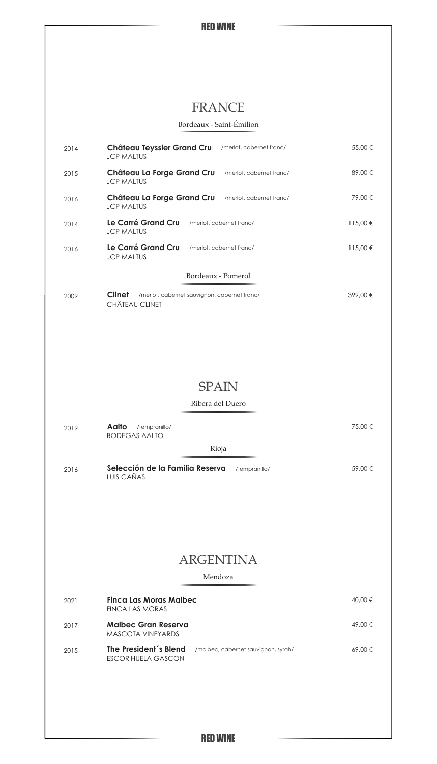# RED WINE

## FRANCE

### Bordeaux - Saint-Émilion

| Year | Wine | Price |
|---|---|---|
| 2014 | **Château Teyssier Grand Cru** /merlot, cabernet franc/<br>JCP MALTUS | 55,00 € |
| 2015 | **Château La Forge Grand Cru** /merlot, cabernet franc/<br>JCP MALTUS | 89,00 € |
| 2016 | **Château La Forge Grand Cru** /merlot, cabernet franc/<br>JCP MALTUS | 79,00 € |
| 2014 | **Le Carré Grand Cru** /merlot, cabernet franc/<br>JCP MALTUS | 115,00 € |
| 2016 | **Le Carré Grand Cru** /merlot, cabernet franc/<br>JCP MALTUS | 115,00 € |

### Bordeaux - Pomerol

| Year | Wine | Price |
|---|---|---|
| 2009 | **Clinet** /merlot, cabernet sauvignon, cabernet franc/<br>CHÂTEAU CLINET | 399,00 € |

## SPAIN

### Ribera del Duero

| Year | Wine | Price |
|---|---|---|
| 2019 | **Aalto** /tempranillo/<br>BODEGAS AALTO | 75,00 € |

### Rioja

| Year | Wine | Price |
|---|---|---|
| 2016 | **Selección de la Familia Reserva** /tempranillo/<br>LUIS CAÑAS | 59,00 € |

## ARGENTINA

### Mendoza

| Year | Wine | Price |
|---|---|---|
| 2021 | **Finca Las Moras Malbec**<br>FINCA LAS MORAS | 40,00 € |
| 2017 | **Malbec Gran Reserva**<br>MASCOTA VINEYARDS | 49,00 € |
| 2015 | **The President´s Blend** /malbec, cabernet sauvignon, syrah/<br>ESCORIHUELA GASCON | 69,00 € |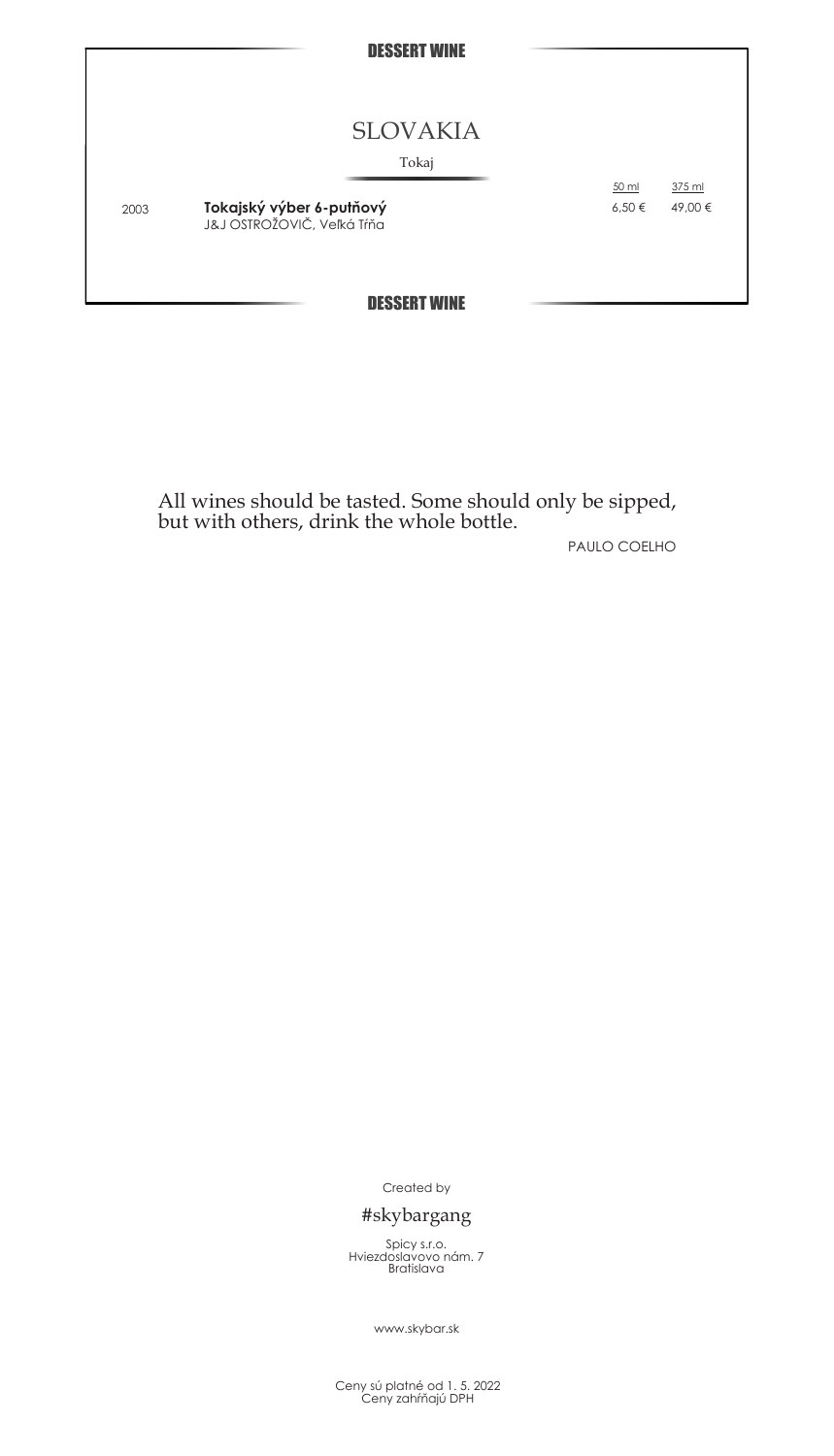## DESSERT WINE

### SLOVAKIA

Tokaj

| | | 50 ml | 375 ml |
|---|---|---|---|
| 2003 | **Tokajský výber 6-putňový** J&J OSTROŽOVIČ, Veľká Tŕňa | 6,50 € | 49,00 € |

DESSERT WINE

All wines should be tasted. Some should only be sipped, but with others, drink the whole bottle.

PAULO COELHO

Created by

#skybargang

Spicy s.r.o.
Hviezdoslavovo nám. 7
Bratislava

www.skybar.sk

Ceny sú platné od 1. 5. 2022
Ceny zahŕňajú DPH